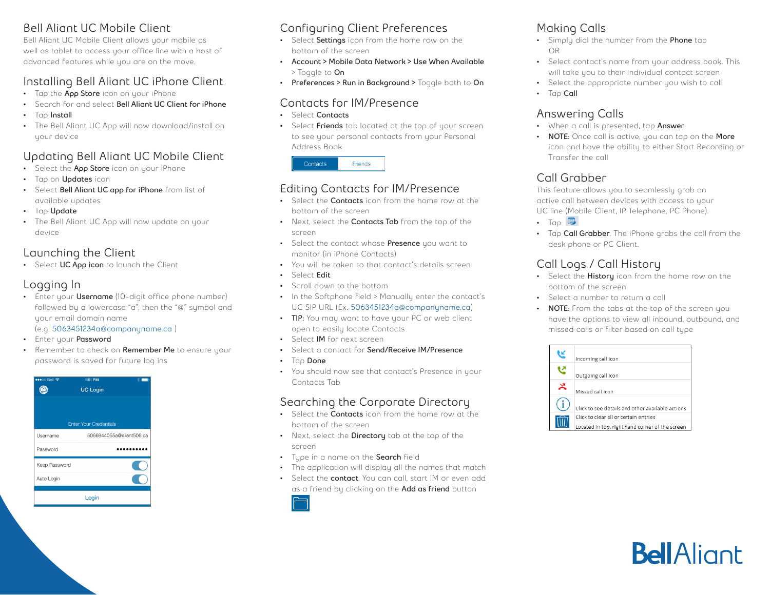## Bell Aliant UC Mobile Client

Bell Aliant UC Mobile Client allows your mobile as well as tablet to access your office line with a host of advanced features while you are on the move.

## Installing Bell Aliant UC iPhone Client

- Tap the **App Store** icon on your iPhone
- Search for and select **Bell Aliant UC Client for iPhone**
- Tap **Install**
- The Bell Aliant UC App will now download/install on your device

## Updating Bell Aliant UC Mobile Client

- Select the **App Store** icon on your iPhone
- Tap on **Updates** icon
- Select **Bell Aliant UC app for iPhone** from list of available updates
- Tap **Update**
- The Bell Aliant UC App will now update on your device

## Launching the Client

- Select **UC App icon** to launch the Client

## Logging In

- Enter your **Username** (10-digit office phone number) followed by a lowercase "a", then the "@" symbol and your email domain name (e.g. 5063451234a@companyname.ca )
- Enter your **Password**
- Remember to check on **Remember Me** to ensure your password is saved for future log ins

UC Login

Enter Your Credentials

| | |
|---|---|
| Username | 5066944055a@aliant506.ca |
| Password | •••••••••• |
| Keep Password | |
| Auto Login | |

Login

## Configuring Client Preferences

- Select **Settings** icon from the home row on the bottom of the screen
- **Account > Mobile Data Network > Use When Available** > Toggle to **On**
- **Preferences > Run in Background >** Toggle both to **On**

## Contacts for IM/Presence

- Select **Contacts**
- Select **Friends** tab located at the top of your screen to see your personal contacts from your Personal Address Book

Contacts | Friends

## Editing Contacts for IM/Presence

- Select the **Contacts** icon from the home row at the bottom of the screen
- Next, select the **Contacts Tab** from the top of the screen
- Select the contact whose **Presence** you want to monitor (in iPhone Contacts)
- You will be taken to that contact's details screen
- Select **Edit**
- Scroll down to the bottom
- In the Softphone field > Manually enter the contact's UC SIP URL (Ex. 5063451234a@companyname.ca)
- **TIP:** You may want to have your PC or web client open to easily locate Contacts
- Select **IM** for next screen
- Select a contact for **Send/Receive IM/Presence**
- Tap **Done**
- You should now see that contact's Presence in your Contacts Tab

## Searching the Corporate Directory

- Select the **Contacts** icon from the home row at the bottom of the screen
- Next, select the **Directory** tab at the top of the screen
- Type in a name on the **Search** field
- The application will display all the names that match
- Select the **contact**. You can call, start IM or even add as a friend by clicking on the **Add as Friend** button

## Making Calls

- Simply dial the number from the **Phone** tab
  OR
- Select contact's name from your address book. This will take you to their individual contact screen
- Select the appropriate number you wish to call
- Tap **Call**

## Answering Calls

- When a call is presented, tap **Answer**
- **NOTE:** Once call is active, you can tap on the **More** icon and have the ability to either Start Recording or Transfer the call

## Call Grabber

This feature allows you to seamlessly grab an active call between devices with access to your UC line (Mobile Client, IP Telephone, PC Phone).

- Tap
- Tap **Call Grabber**. The iPhone grabs the call from the desk phone or PC Client.

## Call Logs / Call History

- Select the **History** icon from the home row on the bottom of the screen
- Select a number to return a call
- **NOTE:** From the tabs at the top of the screen you have the options to view all inbound, outbound, and missed calls or filter based on call type

| | |
|---|---|
| | Incoming call icon |
| | Outgoing call icon |
| | Missed call icon |
| | Click to see details and other available actions |
| | Click to clear all or certain entries<br>Located in top, right hand corner of the screen |

Bell Aliant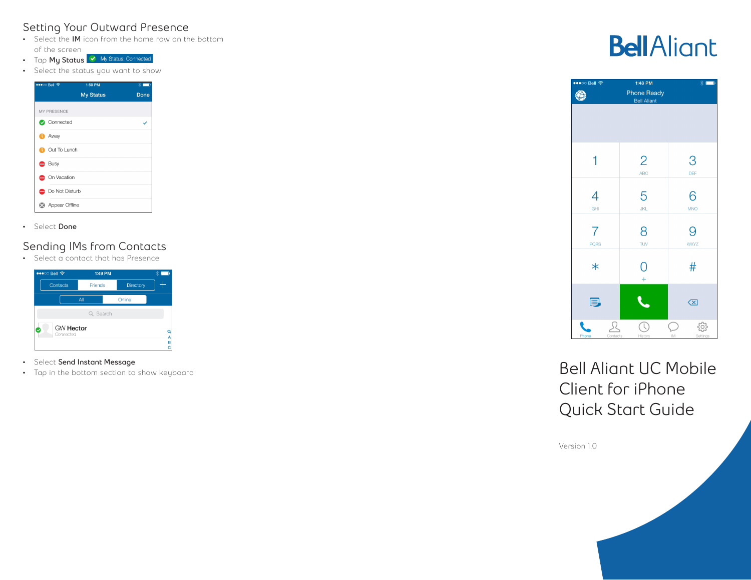## Setting Your Outward Presence

- Select the **IM** icon from the home row on the bottom of the screen
- Tap **My Status**
- Select the status you want to show
- Select **Done**

## Sending IMs from Contacts

- Select a contact that has Presence
- Select **Send Instant Message**
- Tap in the bottom section to show keyboard

# Bell Aliant UC Mobile Client for iPhone Quick Start Guide

Version 1.0